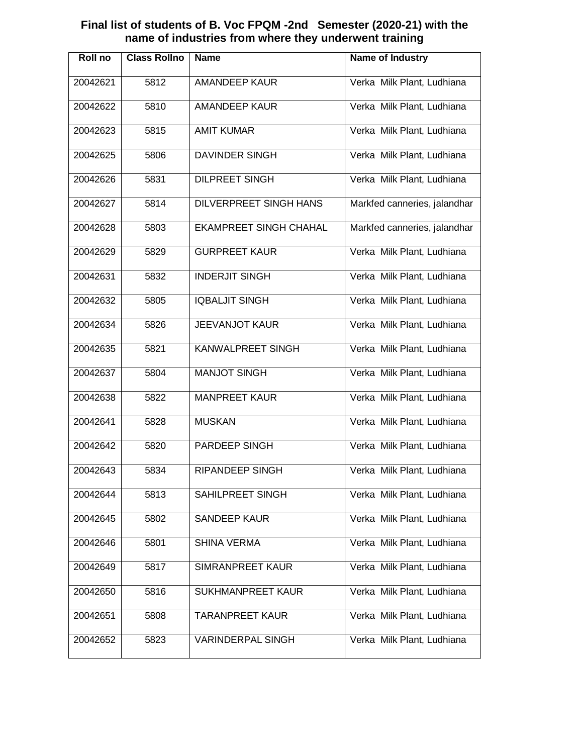# Final list of students of B. Voc FPQM -2nd Semester (2020-21) with the name of industries from where they underwent training

| Roll no | Class Rollno | Name | Name of Industry |
|---|---|---|---|
| 20042621 | 5812 | AMANDEEP KAUR | Verka Milk Plant, Ludhiana |
| 20042622 | 5810 | AMANDEEP KAUR | Verka Milk Plant, Ludhiana |
| 20042623 | 5815 | AMIT KUMAR | Verka Milk Plant, Ludhiana |
| 20042625 | 5806 | DAVINDER SINGH | Verka Milk Plant, Ludhiana |
| 20042626 | 5831 | DILPREET SINGH | Verka Milk Plant, Ludhiana |
| 20042627 | 5814 | DILVERPREET SINGH HANS | Markfed canneries, jalandhar |
| 20042628 | 5803 | EKAMPREET SINGH CHAHAL | Markfed canneries, jalandhar |
| 20042629 | 5829 | GURPREET KAUR | Verka Milk Plant, Ludhiana |
| 20042631 | 5832 | INDERJIT SINGH | Verka Milk Plant, Ludhiana |
| 20042632 | 5805 | IQBALJIT SINGH | Verka Milk Plant, Ludhiana |
| 20042634 | 5826 | JEEVANJOT KAUR | Verka Milk Plant, Ludhiana |
| 20042635 | 5821 | KANWALPREET SINGH | Verka Milk Plant, Ludhiana |
| 20042637 | 5804 | MANJOT SINGH | Verka Milk Plant, Ludhiana |
| 20042638 | 5822 | MANPREET KAUR | Verka Milk Plant, Ludhiana |
| 20042641 | 5828 | MUSKAN | Verka Milk Plant, Ludhiana |
| 20042642 | 5820 | PARDEEP SINGH | Verka Milk Plant, Ludhiana |
| 20042643 | 5834 | RIPANDEEP SINGH | Verka Milk Plant, Ludhiana |
| 20042644 | 5813 | SAHILPREET SINGH | Verka Milk Plant, Ludhiana |
| 20042645 | 5802 | SANDEEP KAUR | Verka Milk Plant, Ludhiana |
| 20042646 | 5801 | SHINA VERMA | Verka Milk Plant, Ludhiana |
| 20042649 | 5817 | SIMRANPREET KAUR | Verka Milk Plant, Ludhiana |
| 20042650 | 5816 | SUKHMANPREET KAUR | Verka Milk Plant, Ludhiana |
| 20042651 | 5808 | TARANPREET KAUR | Verka Milk Plant, Ludhiana |
| 20042652 | 5823 | VARINDERPAL SINGH | Verka Milk Plant, Ludhiana |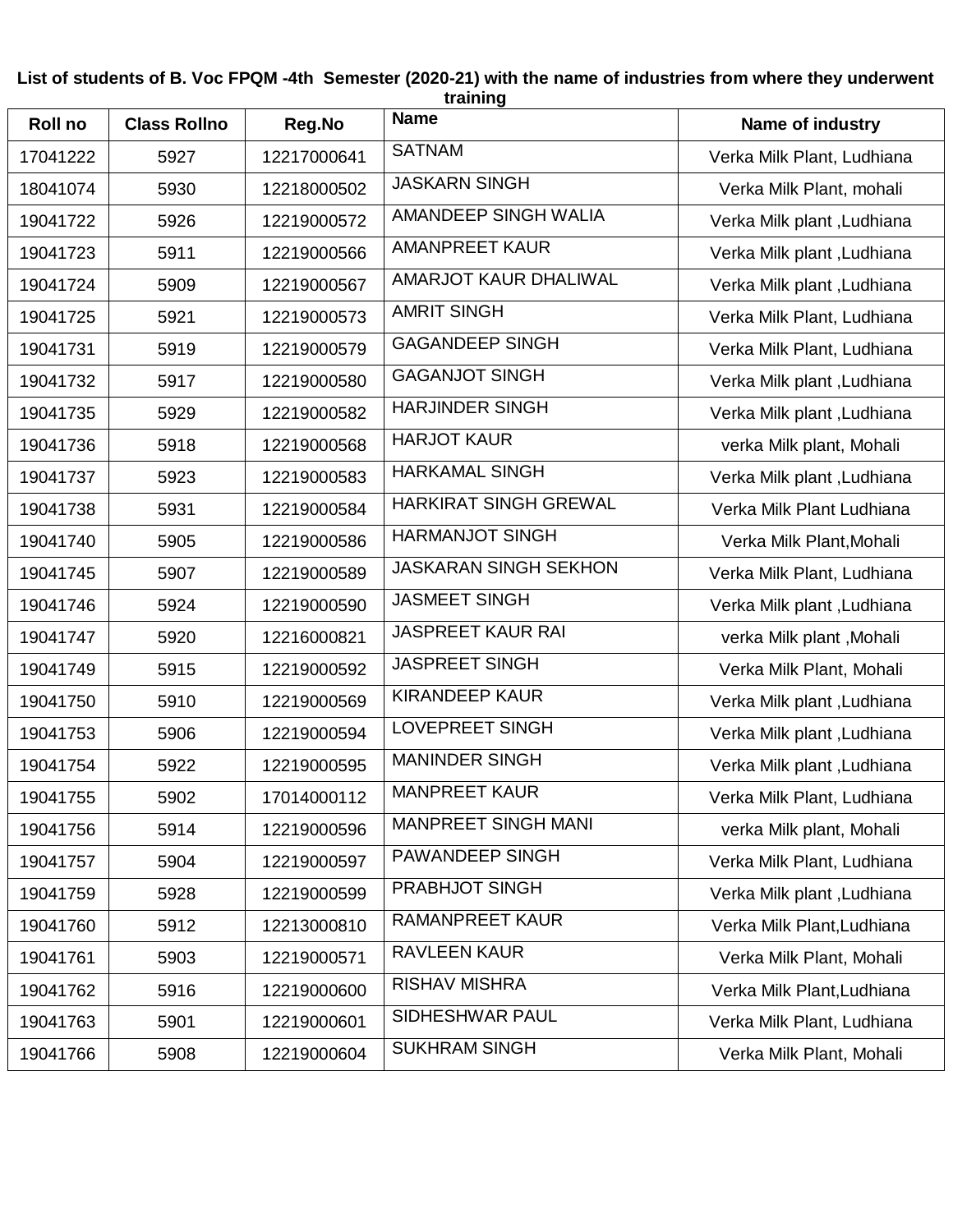**List of students of B. Voc FPQM -4th Semester (2020-21) with the name of industries from where they underwent training**

| Roll no | Class Rollno | Reg.No | Name | Name of industry |
|---|---|---|---|---|
| 17041222 | 5927 | 12217000641 | SATNAM | Verka Milk Plant, Ludhiana |
| 18041074 | 5930 | 12218000502 | JASKARN SINGH | Verka Milk Plant, mohali |
| 19041722 | 5926 | 12219000572 | AMANDEEP SINGH WALIA | Verka Milk plant ,Ludhiana |
| 19041723 | 5911 | 12219000566 | AMANPREET KAUR | Verka Milk plant ,Ludhiana |
| 19041724 | 5909 | 12219000567 | AMARJOT KAUR DHALIWAL | Verka Milk plant ,Ludhiana |
| 19041725 | 5921 | 12219000573 | AMRIT SINGH | Verka Milk Plant, Ludhiana |
| 19041731 | 5919 | 12219000579 | GAGANDEEP SINGH | Verka Milk Plant, Ludhiana |
| 19041732 | 5917 | 12219000580 | GAGANJOT SINGH | Verka Milk plant ,Ludhiana |
| 19041735 | 5929 | 12219000582 | HARJINDER SINGH | Verka Milk plant ,Ludhiana |
| 19041736 | 5918 | 12219000568 | HARJOT KAUR | verka Milk plant, Mohali |
| 19041737 | 5923 | 12219000583 | HARKAMAL SINGH | Verka Milk plant ,Ludhiana |
| 19041738 | 5931 | 12219000584 | HARKIRAT SINGH GREWAL | Verka Milk Plant Ludhiana |
| 19041740 | 5905 | 12219000586 | HARMANJOT SINGH | Verka Milk Plant,Mohali |
| 19041745 | 5907 | 12219000589 | JASKARAN SINGH SEKHON | Verka Milk Plant, Ludhiana |
| 19041746 | 5924 | 12219000590 | JASMEET SINGH | Verka Milk plant ,Ludhiana |
| 19041747 | 5920 | 12216000821 | JASPREET KAUR RAI | verka Milk plant ,Mohali |
| 19041749 | 5915 | 12219000592 | JASPREET SINGH | Verka Milk Plant, Mohali |
| 19041750 | 5910 | 12219000569 | KIRANDEEP KAUR | Verka Milk plant ,Ludhiana |
| 19041753 | 5906 | 12219000594 | LOVEPREET SINGH | Verka Milk plant ,Ludhiana |
| 19041754 | 5922 | 12219000595 | MANINDER SINGH | Verka Milk plant ,Ludhiana |
| 19041755 | 5902 | 17014000112 | MANPREET KAUR | Verka Milk Plant, Ludhiana |
| 19041756 | 5914 | 12219000596 | MANPREET SINGH MANI | verka Milk plant, Mohali |
| 19041757 | 5904 | 12219000597 | PAWANDEEP SINGH | Verka Milk Plant, Ludhiana |
| 19041759 | 5928 | 12219000599 | PRABHJOT SINGH | Verka Milk plant ,Ludhiana |
| 19041760 | 5912 | 12213000810 | RAMANPREET KAUR | Verka Milk Plant,Ludhiana |
| 19041761 | 5903 | 12219000571 | RAVLEEN KAUR | Verka Milk Plant, Mohali |
| 19041762 | 5916 | 12219000600 | RISHAV MISHRA | Verka Milk Plant,Ludhiana |
| 19041763 | 5901 | 12219000601 | SIDHESHWAR PAUL | Verka Milk Plant, Ludhiana |
| 19041766 | 5908 | 12219000604 | SUKHRAM SINGH | Verka Milk Plant, Mohali |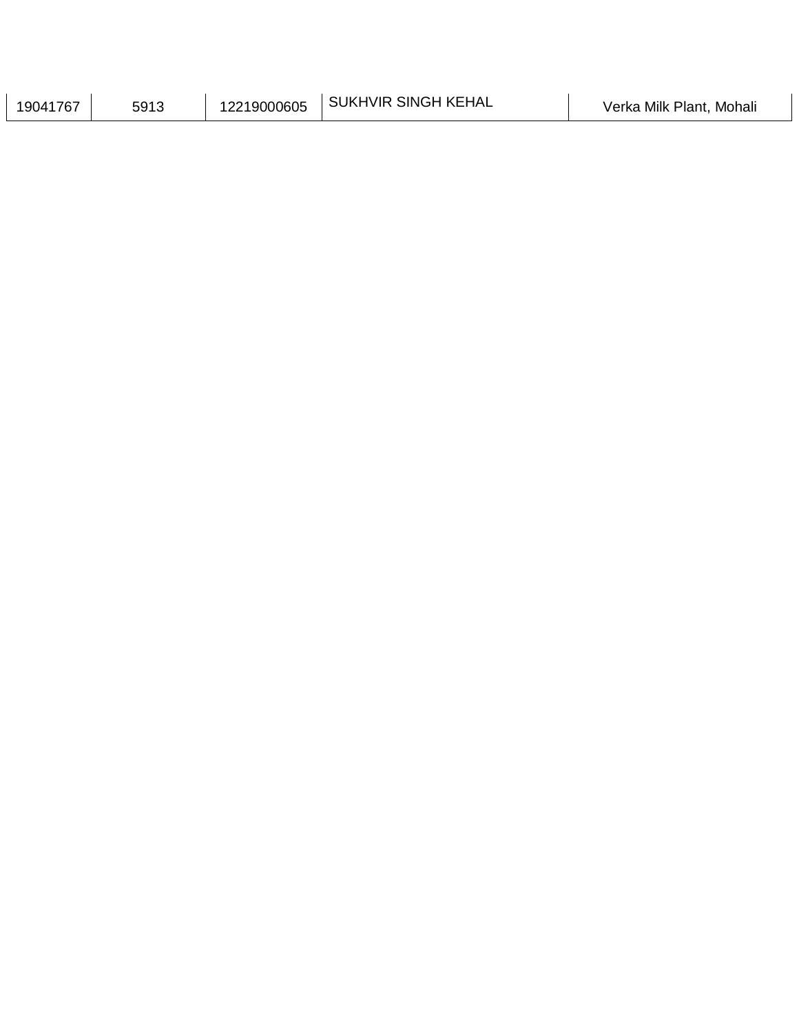| 19041767 | 5913 | 12219000605 | SUKHVIR SINGH KEHAL | Verka Milk Plant, Mohali |
|---|---|---|---|---|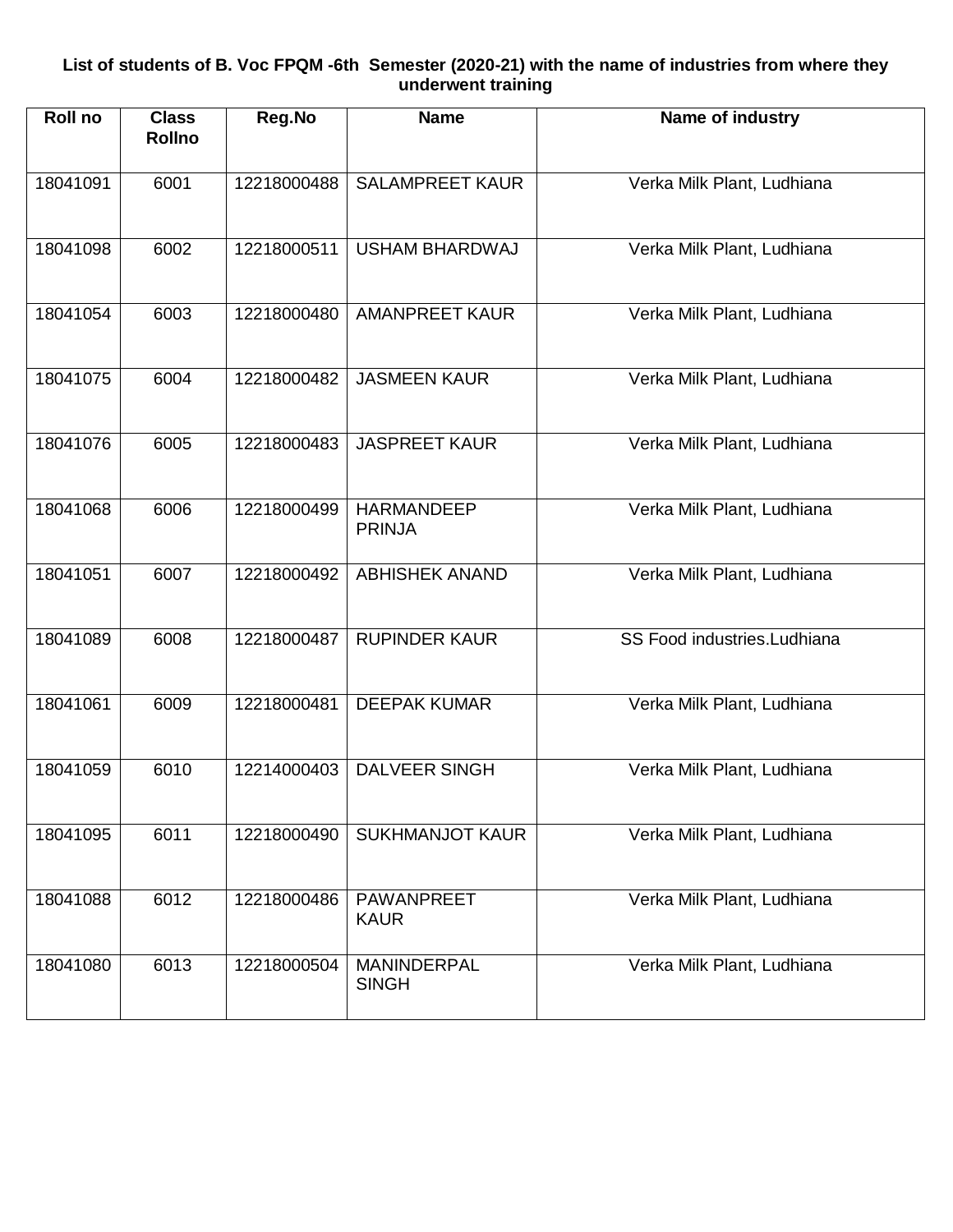**List of students of B. Voc FPQM -6th Semester (2020-21) with the name of industries from where they underwent training**

| Roll no | Class Rollno | Reg.No | Name | Name of industry |
|---|---|---|---|---|
| 18041091 | 6001 | 12218000488 | SALAMPREET KAUR | Verka Milk Plant, Ludhiana |
| 18041098 | 6002 | 12218000511 | USHAM BHARDWAJ | Verka Milk Plant, Ludhiana |
| 18041054 | 6003 | 12218000480 | AMANPREET KAUR | Verka Milk Plant, Ludhiana |
| 18041075 | 6004 | 12218000482 | JASMEEN KAUR | Verka Milk Plant, Ludhiana |
| 18041076 | 6005 | 12218000483 | JASPREET KAUR | Verka Milk Plant, Ludhiana |
| 18041068 | 6006 | 12218000499 | HARMANDEEP PRINJA | Verka Milk Plant, Ludhiana |
| 18041051 | 6007 | 12218000492 | ABHISHEK ANAND | Verka Milk Plant, Ludhiana |
| 18041089 | 6008 | 12218000487 | RUPINDER KAUR | SS Food industries.Ludhiana |
| 18041061 | 6009 | 12218000481 | DEEPAK KUMAR | Verka Milk Plant, Ludhiana |
| 18041059 | 6010 | 12214000403 | DALVEER SINGH | Verka Milk Plant, Ludhiana |
| 18041095 | 6011 | 12218000490 | SUKHMANJOT KAUR | Verka Milk Plant, Ludhiana |
| 18041088 | 6012 | 12218000486 | PAWANPREET KAUR | Verka Milk Plant, Ludhiana |
| 18041080 | 6013 | 12218000504 | MANINDERPAL SINGH | Verka Milk Plant, Ludhiana |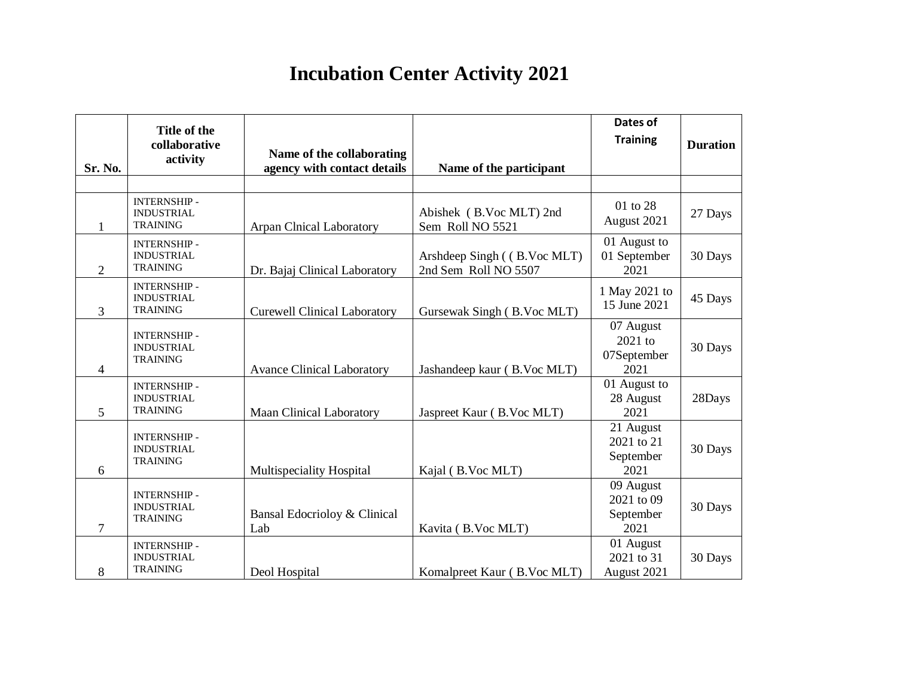# Incubation Center Activity 2021

| Sr. No. | Title of the collaborative activity | Name of the collaborating agency with contact details | Name of the participant | Dates of Training | Duration |
|---|---|---|---|---|---|
| | | | | | |
| 1 | INTERNSHIP - INDUSTRIAL TRAINING | Arpan Clnical Laboratory | Abishek ( B.Voc MLT) 2nd Sem Roll NO 5521 | 01 to 28 August 2021 | 27 Days |
| 2 | INTERNSHIP - INDUSTRIAL TRAINING | Dr. Bajaj Clinical Laboratory | Arshdeep Singh ( ( B.Voc MLT) 2nd Sem Roll NO 5507 | 01 August to 01 September 2021 | 30 Days |
| 3 | INTERNSHIP - INDUSTRIAL TRAINING | Curewell Clinical Laboratory | Gursewak Singh ( B.Voc MLT) | 1 May 2021 to 15 June 2021 | 45 Days |
| 4 | INTERNSHIP - INDUSTRIAL TRAINING | Avance Clinical Laboratory | Jashandeep kaur ( B.Voc MLT) | 07 August 2021 to 07September 2021 | 30 Days |
| 5 | INTERNSHIP - INDUSTRIAL TRAINING | Maan Clinical Laboratory | Jaspreet Kaur ( B.Voc MLT) | 01 August to 28 August 2021 | 28Days |
| 6 | INTERNSHIP - INDUSTRIAL TRAINING | Multispeciality Hospital | Kajal ( B.Voc MLT) | 21 August 2021 to 21 September 2021 | 30 Days |
| 7 | INTERNSHIP - INDUSTRIAL TRAINING | Bansal Edocrioloy & Clinical Lab | Kavita ( B.Voc MLT) | 09 August 2021 to 09 September 2021 | 30 Days |
| 8 | INTERNSHIP - INDUSTRIAL TRAINING | Deol Hospital | Komalpreet Kaur ( B.Voc MLT) | 01 August 2021 to 31 August 2021 | 30 Days |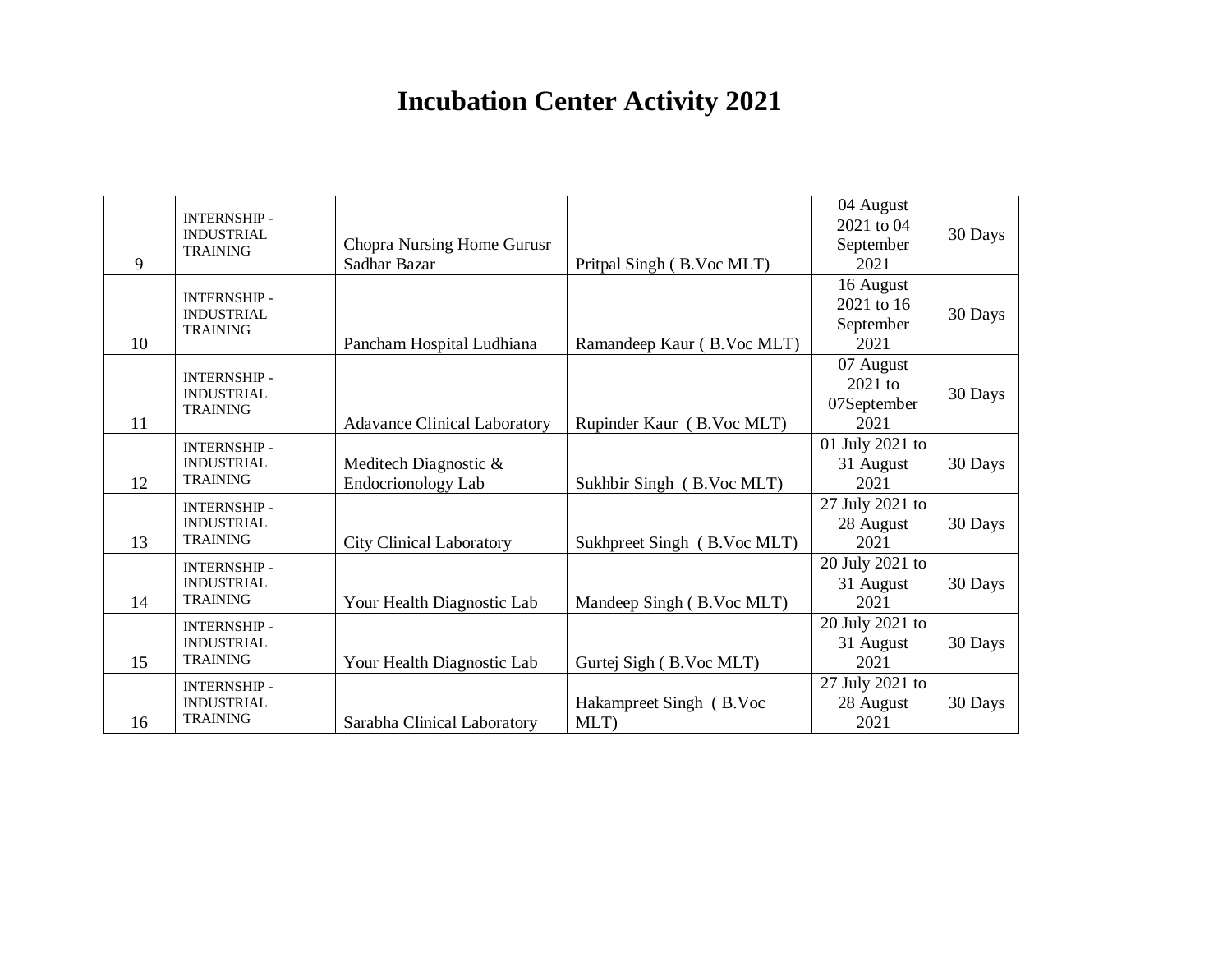# Incubation Center Activity 2021

| | | | | | |
|---|---|---|---|---|---|
| 9 | INTERNSHIP - INDUSTRIAL TRAINING | Chopra Nursing Home Gurusr Sadhar Bazar | Pritpal Singh ( B.Voc MLT) | 04 August 2021 to 04 September 2021 | 30 Days |
| 10 | INTERNSHIP - INDUSTRIAL TRAINING | Pancham Hospital Ludhiana | Ramandeep Kaur ( B.Voc MLT) | 16 August 2021 to 16 September 2021 | 30 Days |
| 11 | INTERNSHIP - INDUSTRIAL TRAINING | Adavance Clinical Laboratory | Rupinder Kaur ( B.Voc MLT) | 07 August 2021 to 07September 2021 | 30 Days |
| 12 | INTERNSHIP - INDUSTRIAL TRAINING | Meditech Diagnostic & Endocrionology Lab | Sukhbir Singh ( B.Voc MLT) | 01 July 2021 to 31 August 2021 | 30 Days |
| 13 | INTERNSHIP - INDUSTRIAL TRAINING | City Clinical Laboratory | Sukhpreet Singh ( B.Voc MLT) | 27 July 2021 to 28 August 2021 | 30 Days |
| 14 | INTERNSHIP - INDUSTRIAL TRAINING | Your Health Diagnostic Lab | Mandeep Singh ( B.Voc MLT) | 20 July 2021 to 31 August 2021 | 30 Days |
| 15 | INTERNSHIP - INDUSTRIAL TRAINING | Your Health Diagnostic Lab | Gurtej Sigh ( B.Voc MLT) | 20 July 2021 to 31 August 2021 | 30 Days |
| 16 | INTERNSHIP - INDUSTRIAL TRAINING | Sarabha Clinical Laboratory | Hakampreet Singh ( B.Voc MLT) | 27 July 2021 to 28 August 2021 | 30 Days |